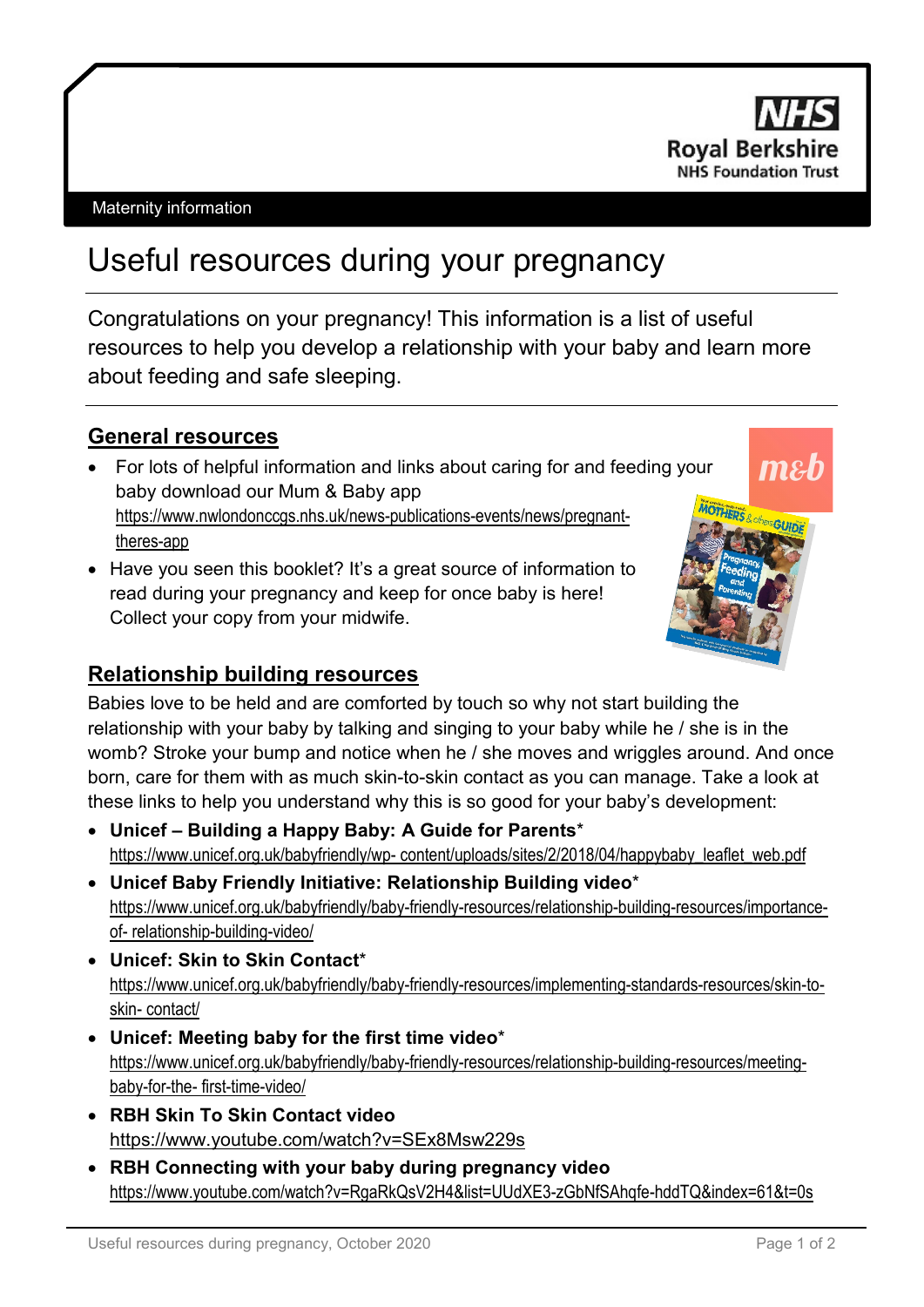Maternity information

# Useful resources during your pregnancy

Congratulations on your pregnancy! This information is a list of useful resources to help you develop a relationship with your baby and learn more about feeding and safe sleeping.

## General resources

- For lots of helpful information and links about caring for and feeding your baby download our Mum & Baby app https://www.nwlondonccgs.nhs.uk/news-publications-events/news/pregnant-theres-app
- Have you seen this booklet? It's a great source of information to read during your pregnancy and keep for once baby is here! Collect your copy from your midwife.

## Relationship building resources

Babies love to be held and are comforted by touch so why not start building the relationship with your baby by talking and singing to your baby while he / she is in the womb? Stroke your bump and notice when he / she moves and wriggles around. And once born, care for them with as much skin-to-skin contact as you can manage. Take a look at these links to help you understand why this is so good for your baby's development:

- **Unicef – Building a Happy Baby: A Guide for Parents***
  https://www.unicef.org.uk/babyfriendly/wp- content/uploads/sites/2/2018/04/happybaby_leaflet_web.pdf
- **Unicef Baby Friendly Initiative: Relationship Building video***
  https://www.unicef.org.uk/babyfriendly/baby-friendly-resources/relationship-building-resources/importance-of- relationship-building-video/
- **Unicef: Skin to Skin Contact***
  https://www.unicef.org.uk/babyfriendly/baby-friendly-resources/implementing-standards-resources/skin-to-skin- contact/
- **Unicef: Meeting baby for the first time video***
  https://www.unicef.org.uk/babyfriendly/baby-friendly-resources/relationship-building-resources/meeting-baby-for-the- first-time-video/
- **RBH Skin To Skin Contact video**
  https://www.youtube.com/watch?v=SEx8Msw229s
- **RBH Connecting with your baby during pregnancy video**
  https://www.youtube.com/watch?v=RgaRkQsV2H4&list=UUdXE3-zGbNfSAhqfe-hddTQ&index=61&t=0s

Useful resources during pregnancy, October 2020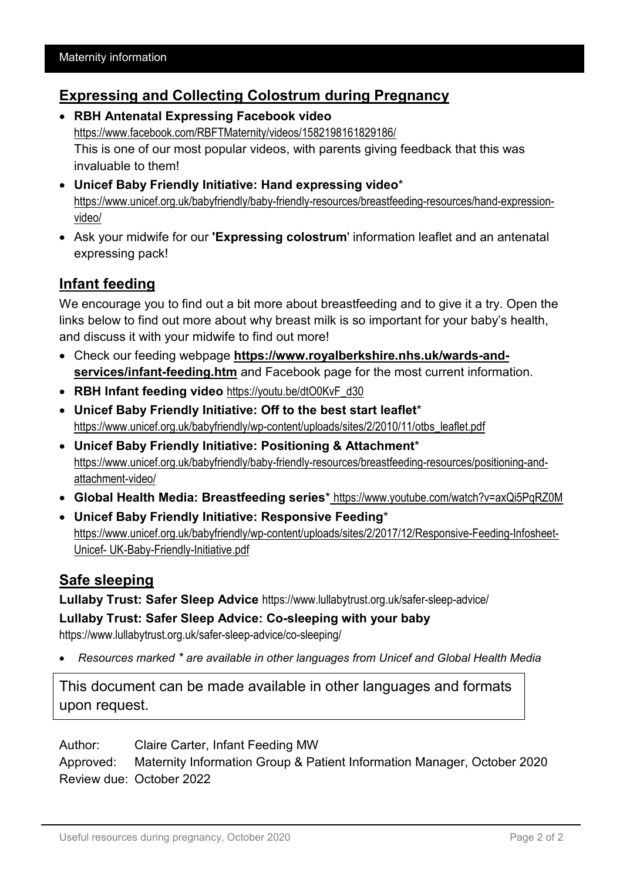## Expressing and Collecting Colostrum during Pregnancy

- **RBH Antenatal Expressing Facebook video** https://www.facebook.com/RBFTMaternity/videos/1582198161829186/
  This is one of our most popular videos, with parents giving feedback that this was invaluable to them!
- **Unicef Baby Friendly Initiative: Hand expressing video*** https://www.unicef.org.uk/babyfriendly/baby-friendly-resources/breastfeeding-resources/hand-expression-video/
- Ask your midwife for our **'Expressing colostrum**' information leaflet and an antenatal expressing pack!

## Infant feeding

We encourage you to find out a bit more about breastfeeding and to give it a try. Open the links below to find out more about why breast milk is so important for your baby's health, and discuss it with your midwife to find out more!

- Check our feeding webpage **https://www.royalberkshire.nhs.uk/wards-and-services/infant-feeding.htm** and Facebook page for the most current information.
- **RBH Infant feeding video** https://youtu.be/dtO0KvF_d30
- **Unicef Baby Friendly Initiative: Off to the best start leaflet*** https://www.unicef.org.uk/babyfriendly/wp-content/uploads/sites/2/2010/11/otbs_leaflet.pdf
- **Unicef Baby Friendly Initiative: Positioning & Attachment*** https://www.unicef.org.uk/babyfriendly/baby-friendly-resources/breastfeeding-resources/positioning-and-attachment-video/
- **Global Health Media: Breastfeeding series*** https://www.youtube.com/watch?v=axQi5PqRZ0M
- **Unicef Baby Friendly Initiative: Responsive Feeding*** https://www.unicef.org.uk/babyfriendly/wp-content/uploads/sites/2/2017/12/Responsive-Feeding-Infosheet-Unicef- UK-Baby-Friendly-Initiative.pdf

## Safe sleeping

**Lullaby Trust: Safer Sleep Advice** https://www.lullabytrust.org.uk/safer-sleep-advice/

**Lullaby Trust: Safer Sleep Advice: Co-sleeping with your baby** https://www.lullabytrust.org.uk/safer-sleep-advice/co-sleeping/

- *Resources marked * are available in other languages from Unicef and Global Health Media*

This document can be made available in other languages and formats upon request.

Author: Claire Carter, Infant Feeding MW
Approved: Maternity Information Group & Patient Information Manager, October 2020
Review due: October 2022